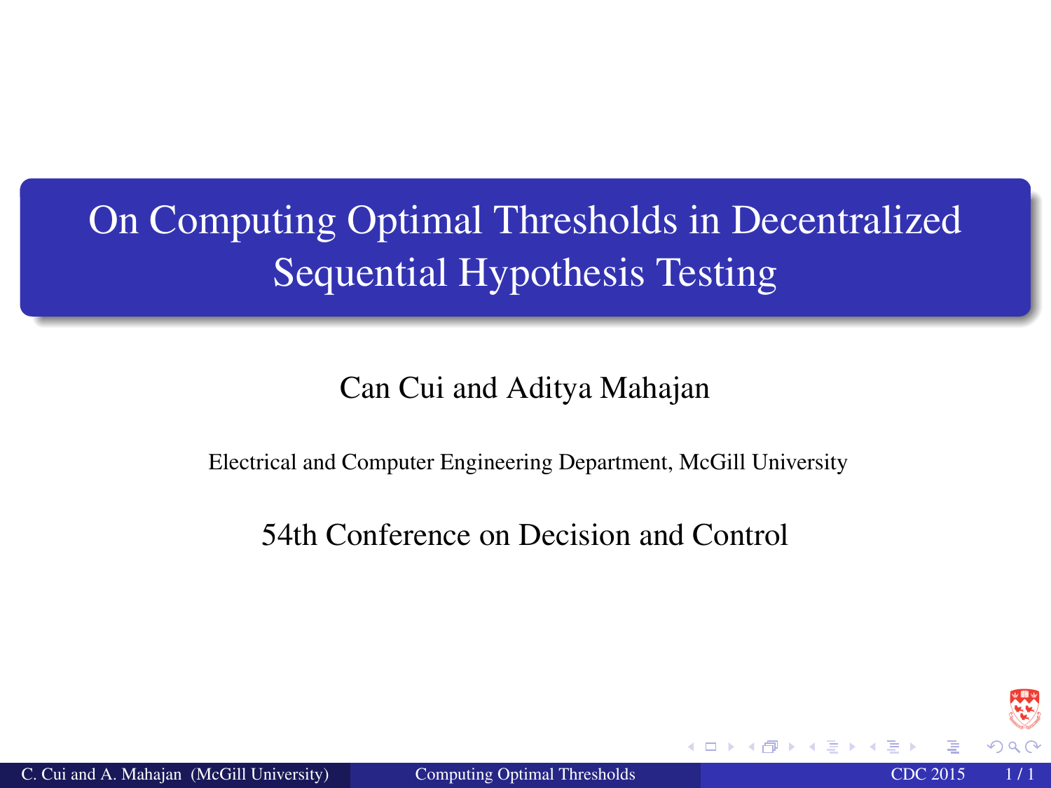# On Computing Optimal Thresholds in Decentralized Sequential Hypothesis Testing

Can Cui and Aditya Mahajan

Electrical and Computer Engineering Department, McGill University

54th Conference on Decision and Control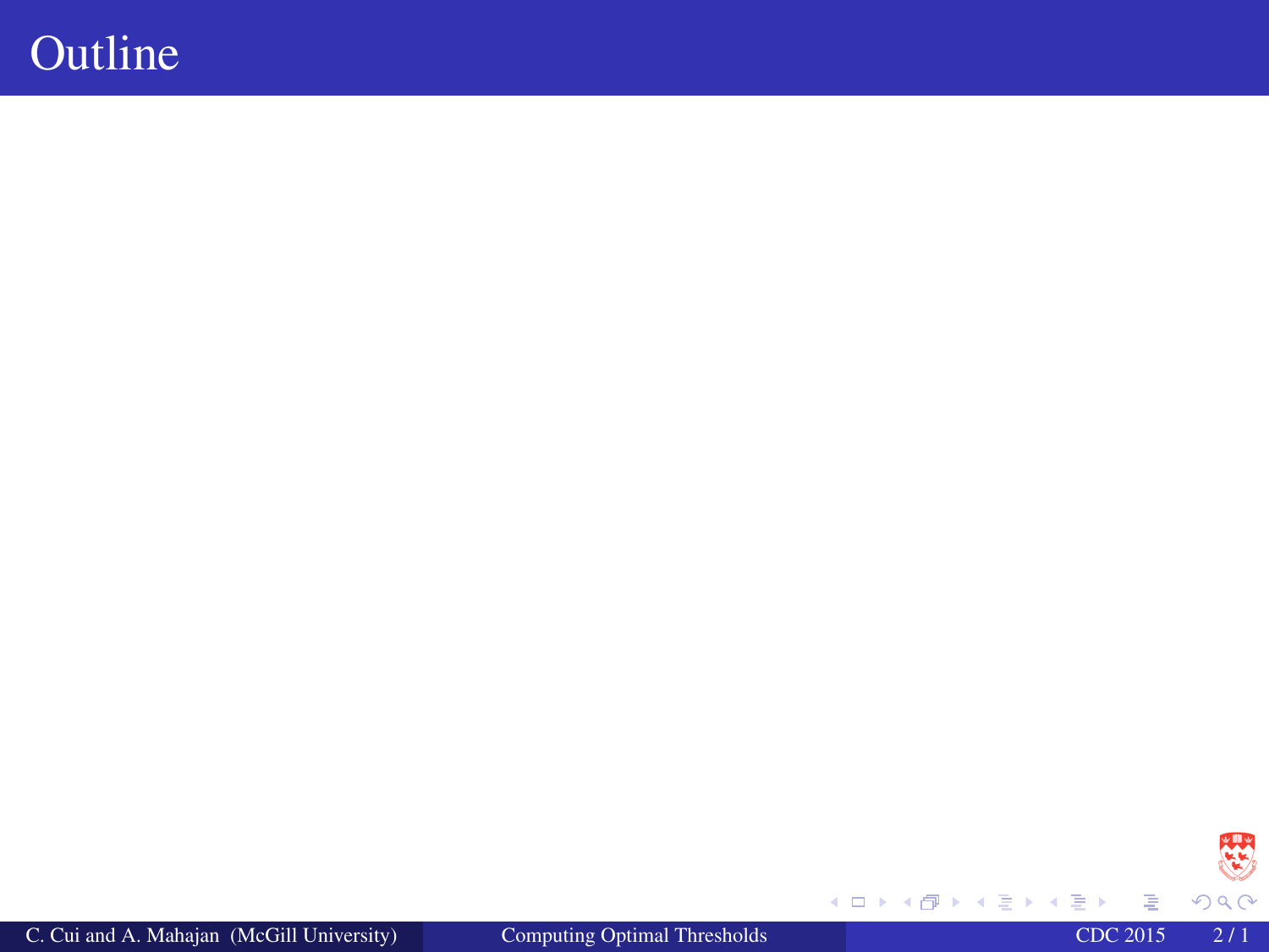# Outline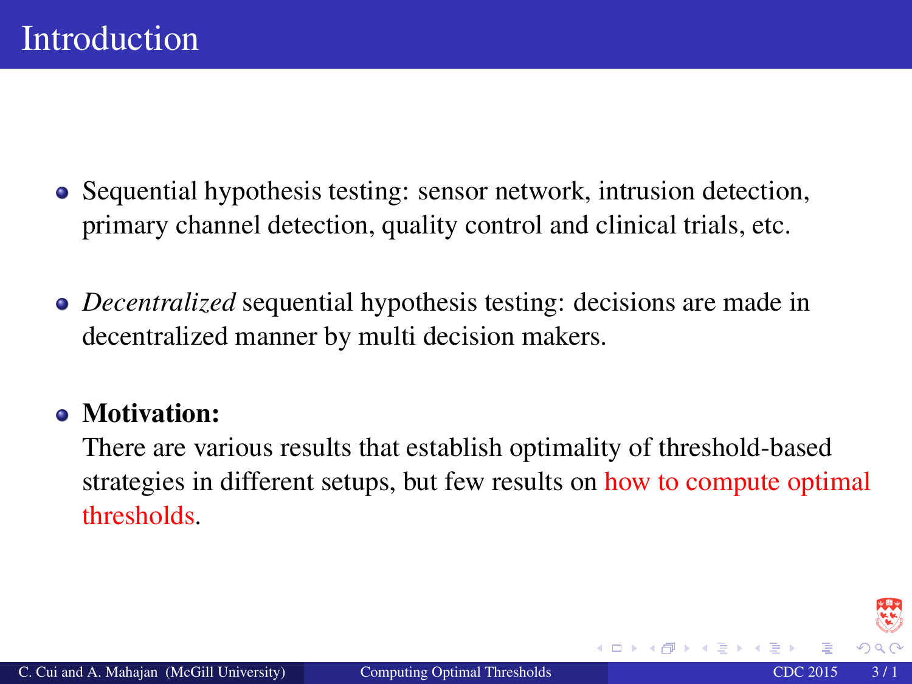# Introduction

- Sequential hypothesis testing: sensor network, intrusion detection, primary channel detection, quality control and clinical trials, etc.

- *Decentralized* sequential hypothesis testing: decisions are made in decentralized manner by multi decision makers.

- **Motivation:**
  There are various results that establish optimality of threshold-based strategies in different setups, but few results on how to compute optimal thresholds.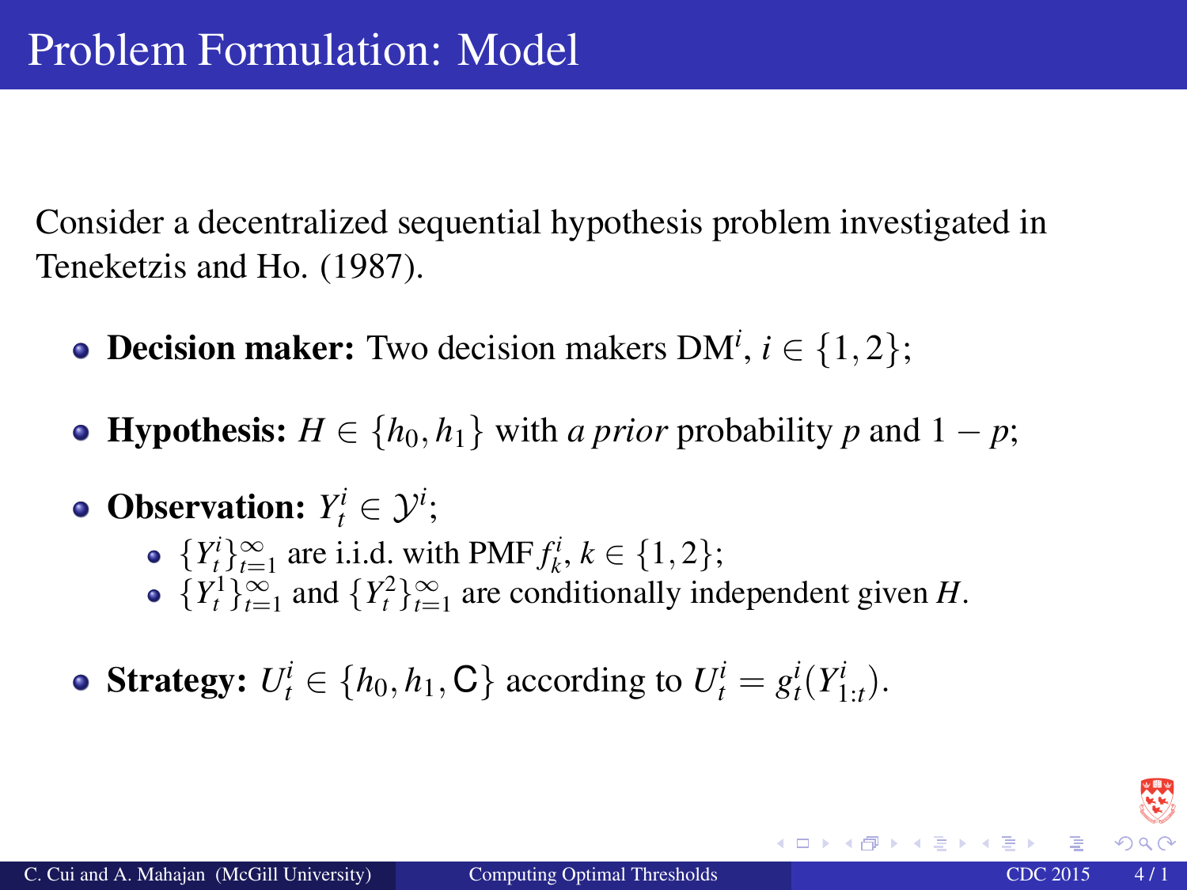# Problem Formulation: Model

Consider a decentralized sequential hypothesis problem investigated in Teneketzis and Ho. (1987).

- **Decision maker:** Two decision makers $\text{DM}^i$, $i \in \{1, 2\}$;
- **Hypothesis:** $H \in \{h_0, h_1\}$ with *a prior* probability $p$ and $1 - p$;
- **Observation:** $Y_t^i \in \mathcal{Y}^i$;
  - $\{Y_t^i\}_{t=1}^{\infty}$ are i.i.d. with PMF $f_k^i$, $k \in \{1, 2\}$;
  - $\{Y_t^1\}_{t=1}^{\infty}$ and $\{Y_t^2\}_{t=1}^{\infty}$ are conditionally independent given $H$.
- **Strategy:** $U_t^i \in \{h_0, h_1, \mathsf{C}\}$ according to $U_t^i = g_t^i(Y_{1:t}^i)$.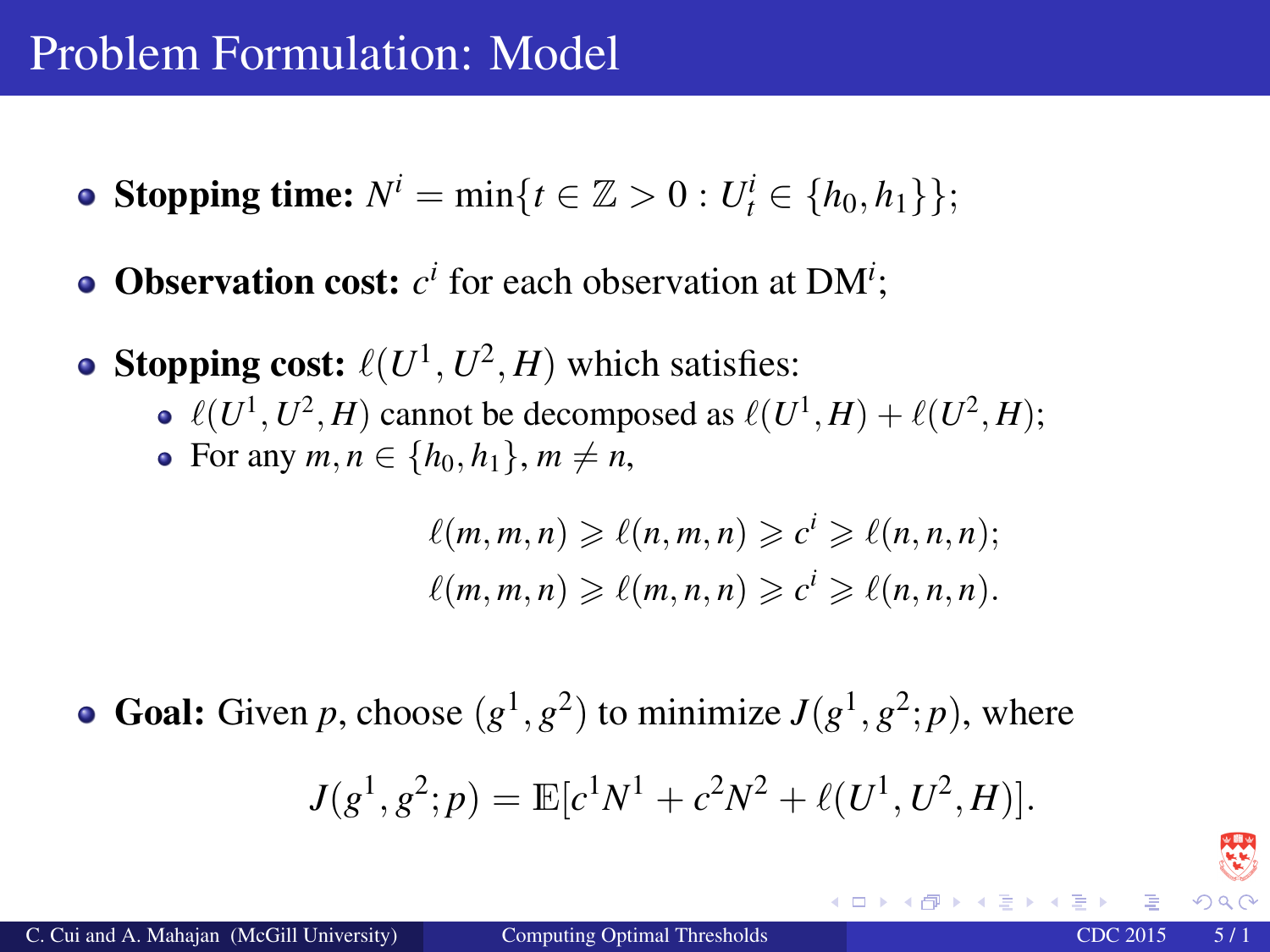# Problem Formulation: Model

- **Stopping time:** $N^i = \min\{t \in \mathbb{Z} > 0 : U^i_t \in \{h_0, h_1\}\}$;
- **Observation cost:** $c^i$ for each observation at $\text{DM}^i$;
- **Stopping cost:** $\ell(U^1, U^2, H)$ which satisfies:
  - $\ell(U^1, U^2, H)$ cannot be decomposed as $\ell(U^1, H) + \ell(U^2, H)$;
  - For any $m, n \in \{h_0, h_1\}$, $m \neq n$,

$$\ell(m, m, n) \geqslant \ell(n, m, n) \geqslant c^i \geqslant \ell(n, n, n);$$
$$\ell(m, m, n) \geqslant \ell(m, n, n) \geqslant c^i \geqslant \ell(n, n, n).$$

- **Goal:** Given $p$, choose $(g^1, g^2)$ to minimize $J(g^1, g^2; p)$, where

$$J(g^1, g^2; p) = \mathbb{E}[c^1 N^1 + c^2 N^2 + \ell(U^1, U^2, H)].$$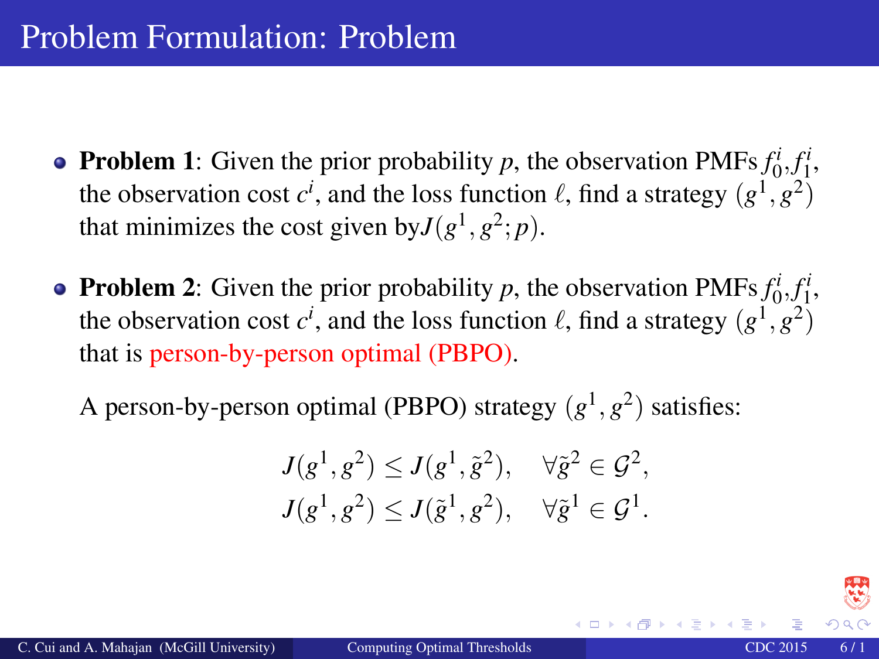# Problem Formulation: Problem

- **Problem 1**: Given the prior probability $p$, the observation PMFs $f_0^i$,$f_1^i$, the observation cost $c^i$, and the loss function $\ell$, find a strategy $(g^1, g^2)$ that minimizes the cost given by$J(g^1, g^2; p)$.

- **Problem 2**: Given the prior probability $p$, the observation PMFs $f_0^i$,$f_1^i$, the observation cost $c^i$, and the loss function $\ell$, find a strategy $(g^1, g^2)$ that is person-by-person optimal (PBPO).

  A person-by-person optimal (PBPO) strategy $(g^1, g^2)$ satisfies:

$$
\begin{aligned}
J(g^1, g^2) &\leq J(g^1, \tilde{g}^2), \quad \forall \tilde{g}^2 \in \mathcal{G}^2, \\
J(g^1, g^2) &\leq J(\tilde{g}^1, g^2), \quad \forall \tilde{g}^1 \in \mathcal{G}^1.
\end{aligned}
$$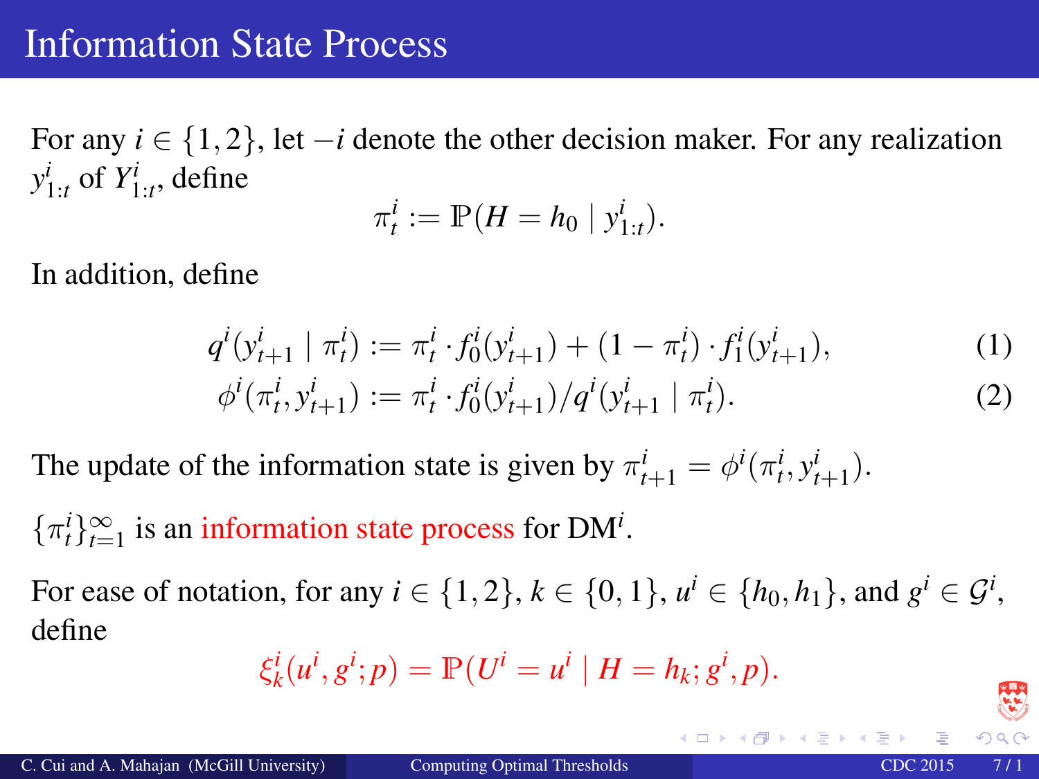# Information State Process

For any $i \in \{1, 2\}$, let $-i$ denote the other decision maker. For any realization $y^i_{1:t}$ of $Y^i_{1:t}$, define

$$\pi^i_t := \mathbb{P}(H = h_0 \mid y^i_{1:t}).$$

In addition, define

$$q^i(y^i_{t+1} \mid \pi^i_t) := \pi^i_t \cdot f^i_0(y^i_{t+1}) + (1 - \pi^i_t) \cdot f^i_1(y^i_{t+1}), \tag{1}$$

$$\phi^i(\pi^i_t, y^i_{t+1}) := \pi^i_t \cdot f^i_0(y^i_{t+1}) / q^i(y^i_{t+1} \mid \pi^i_t). \tag{2}$$

The update of the information state is given by $\pi^i_{t+1} = \phi^i(\pi^i_t, y^i_{t+1})$.

$\{\pi^i_t\}_{t=1}^{\infty}$ is an information state process for $\text{DM}^i$.

For ease of notation, for any $i \in \{1, 2\}$, $k \in \{0, 1\}$, $u^i \in \{h_0, h_1\}$, and $g^i \in \mathcal{G}^i$, define

$$\xi^i_k(u^i, g^i; p) = \mathbb{P}(U^i = u^i \mid H = h_k; g^i, p).$$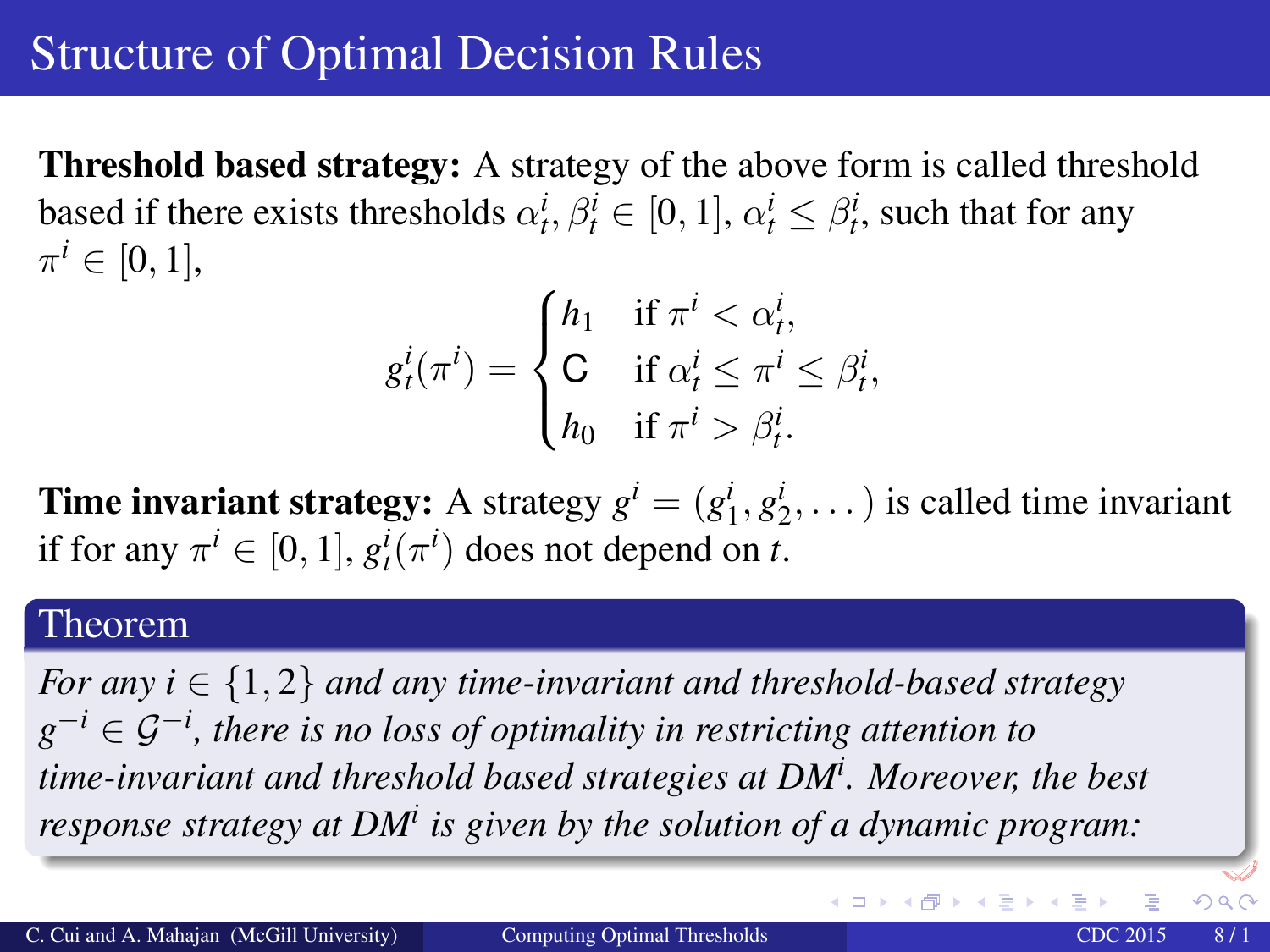# Structure of Optimal Decision Rules

**Threshold based strategy:** A strategy of the above form is called threshold based if there exists thresholds $\alpha_t^i, \beta_t^i \in [0,1]$, $\alpha_t^i \leq \beta_t^i$, such that for any $\pi^i \in [0,1]$,

$$g_t^i(\pi^i) = \begin{cases} h_1 & \text{if } \pi^i < \alpha_t^i, \\ \mathsf{C} & \text{if } \alpha_t^i \leq \pi^i \leq \beta_t^i, \\ h_0 & \text{if } \pi^i > \beta_t^i. \end{cases}$$

**Time invariant strategy:** A strategy $g^i = (g_1^i, g_2^i, \dots)$ is called time invariant if for any $\pi^i \in [0,1]$, $g_t^i(\pi^i)$ does not depend on $t$.

**Theorem**

*For any $i \in \{1,2\}$ and any time-invariant and threshold-based strategy $g^{-i} \in \mathcal{G}^{-i}$, there is no loss of optimality in restricting attention to time-invariant and threshold based strategies at DM$^i$. Moreover, the best response strategy at DM$^i$ is given by the solution of a dynamic program:*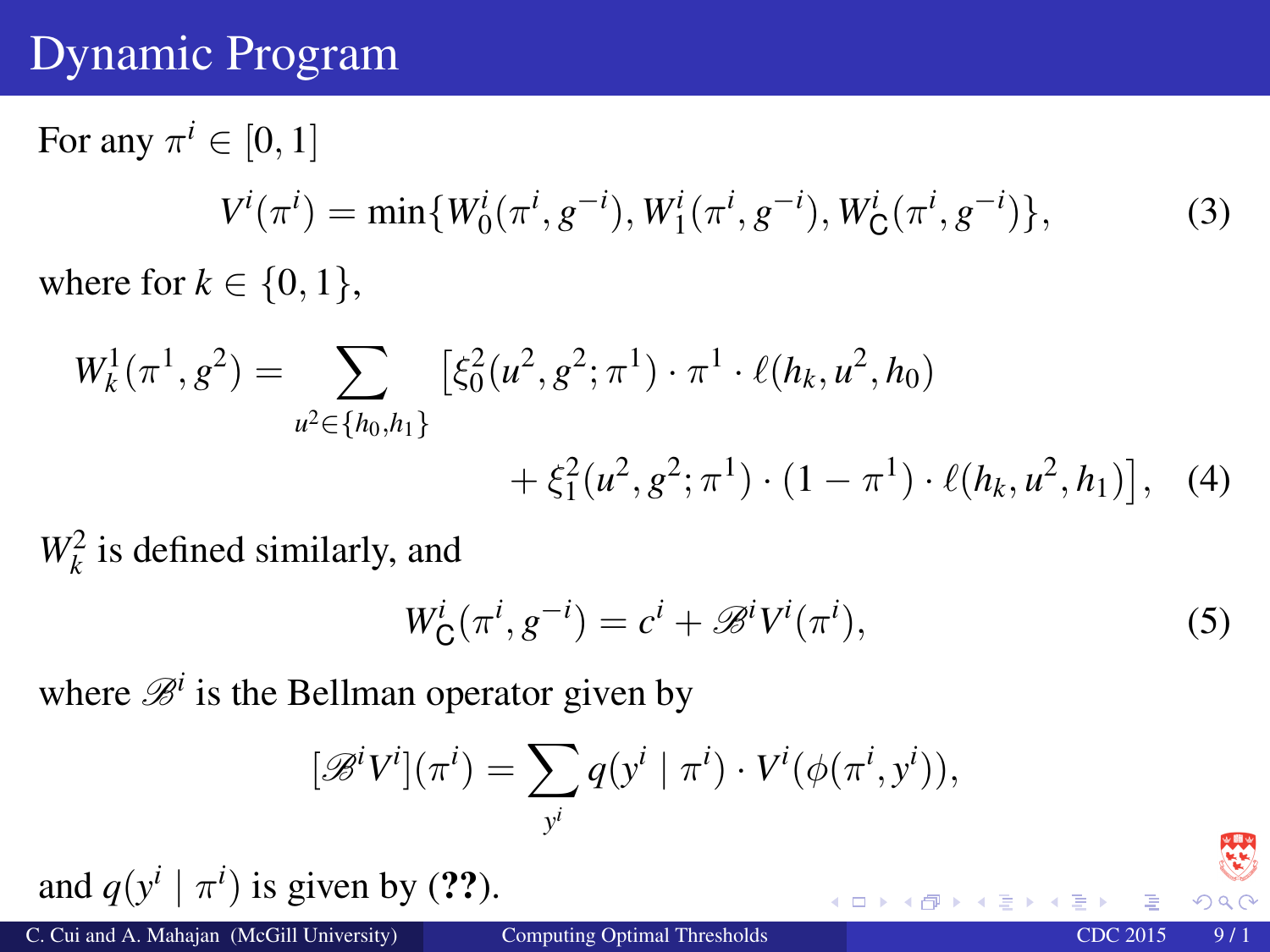# Dynamic Program

For any $\pi^i \in [0, 1]$

$$V^i(\pi^i) = \min\{W_0^i(\pi^i, g^{-i}), W_1^i(\pi^i, g^{-i}), W_{\mathsf{C}}^i(\pi^i, g^{-i})\}, \tag{3}$$

where for $k \in \{0, 1\}$,

$$W_k^1(\pi^1, g^2) = \sum_{u^2 \in \{h_0, h_1\}} \big[\xi_0^2(u^2, g^2; \pi^1) \cdot \pi^1 \cdot \ell(h_k, u^2, h_0) + \xi_1^2(u^2, g^2; \pi^1) \cdot (1 - \pi^1) \cdot \ell(h_k, u^2, h_1)\big], \tag{4}$$

$W_k^2$ is defined similarly, and

$$W_{\mathsf{C}}^i(\pi^i, g^{-i}) = c^i + \mathscr{B}^i V^i(\pi^i), \tag{5}$$

where $\mathscr{B}^i$ is the Bellman operator given by

$$[\mathscr{B}^i V^i](\pi^i) = \sum_{y^i} q(y^i \mid \pi^i) \cdot V^i(\phi(\pi^i, y^i)),$$

and $q(y^i \mid \pi^i)$ is given by (**??**).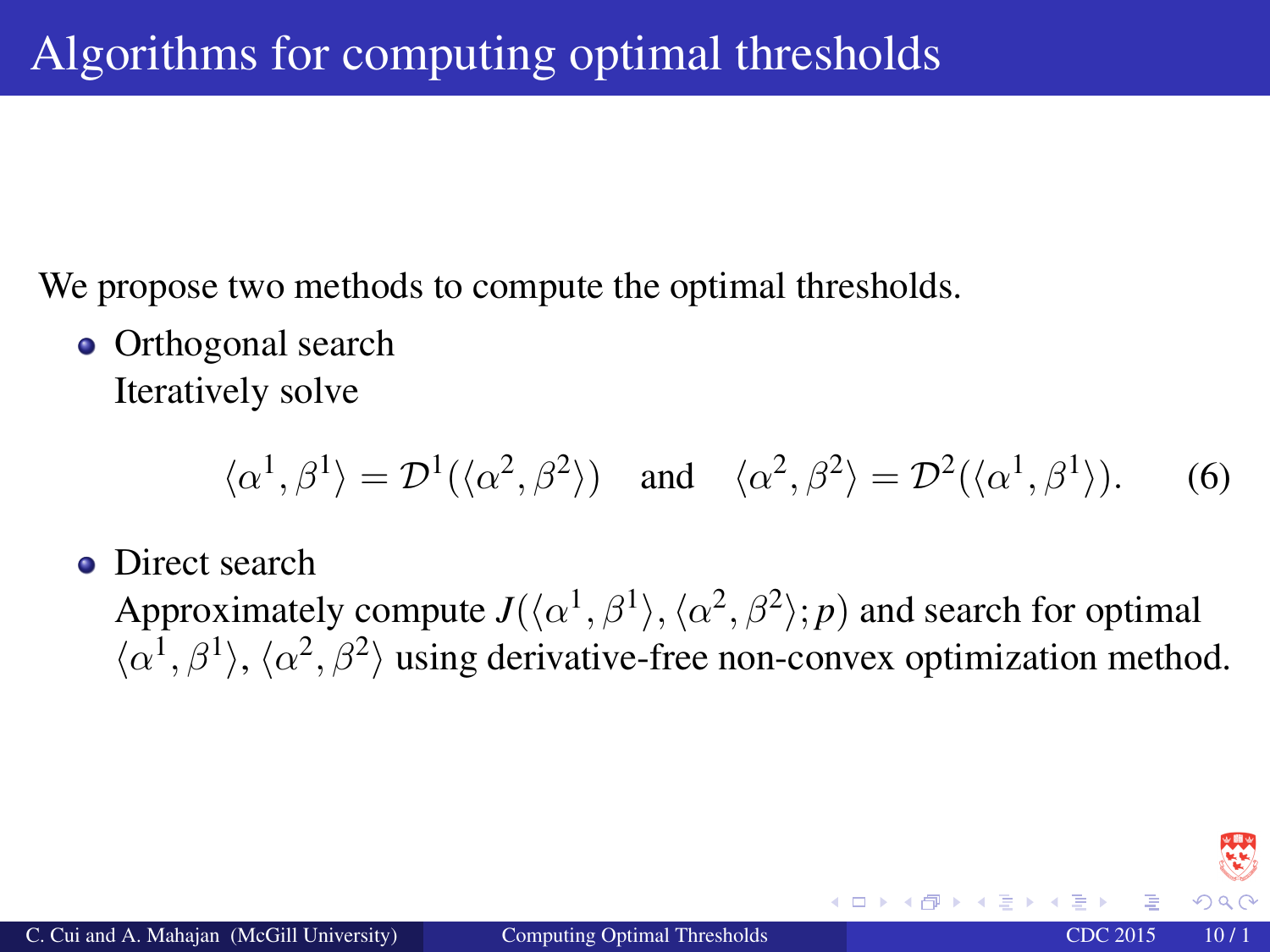# Algorithms for computing optimal thresholds

We propose two methods to compute the optimal thresholds.

- Orthogonal search
  Iteratively solve

$$\langle \alpha^1, \beta^1 \rangle = \mathcal{D}^1(\langle \alpha^2, \beta^2 \rangle) \quad \text{and} \quad \langle \alpha^2, \beta^2 \rangle = \mathcal{D}^2(\langle \alpha^1, \beta^1 \rangle). \tag{6}$$

- Direct search
  Approximately compute $J(\langle \alpha^1, \beta^1 \rangle, \langle \alpha^2, \beta^2 \rangle; p)$ and search for optimal $\langle \alpha^1, \beta^1 \rangle$, $\langle \alpha^2, \beta^2 \rangle$ using derivative-free non-convex optimization method.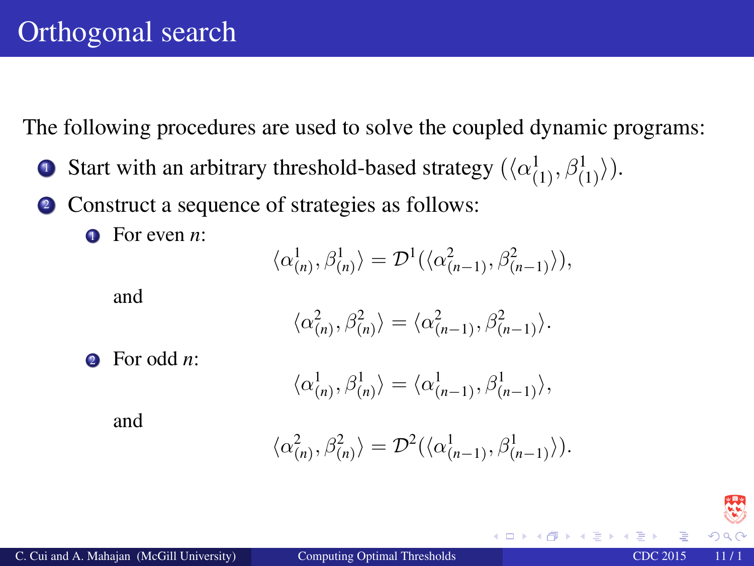# Orthogonal search

The following procedures are used to solve the coupled dynamic programs:

1. Start with an arbitrary threshold-based strategy $(\langle \alpha^1_{(1)}, \beta^1_{(1)} \rangle)$.
2. Construct a sequence of strategies as follows:
   1. For even $n$:
   $$\langle \alpha^1_{(n)}, \beta^1_{(n)} \rangle = \mathcal{D}^1(\langle \alpha^2_{(n-1)}, \beta^2_{(n-1)} \rangle),$$
   and
   $$\langle \alpha^2_{(n)}, \beta^2_{(n)} \rangle = \langle \alpha^2_{(n-1)}, \beta^2_{(n-1)} \rangle.$$
   2. For odd $n$:
   $$\langle \alpha^1_{(n)}, \beta^1_{(n)} \rangle = \langle \alpha^1_{(n-1)}, \beta^1_{(n-1)} \rangle,$$
   and
   $$\langle \alpha^2_{(n)}, \beta^2_{(n)} \rangle = \mathcal{D}^2(\langle \alpha^1_{(n-1)}, \beta^1_{(n-1)} \rangle).$$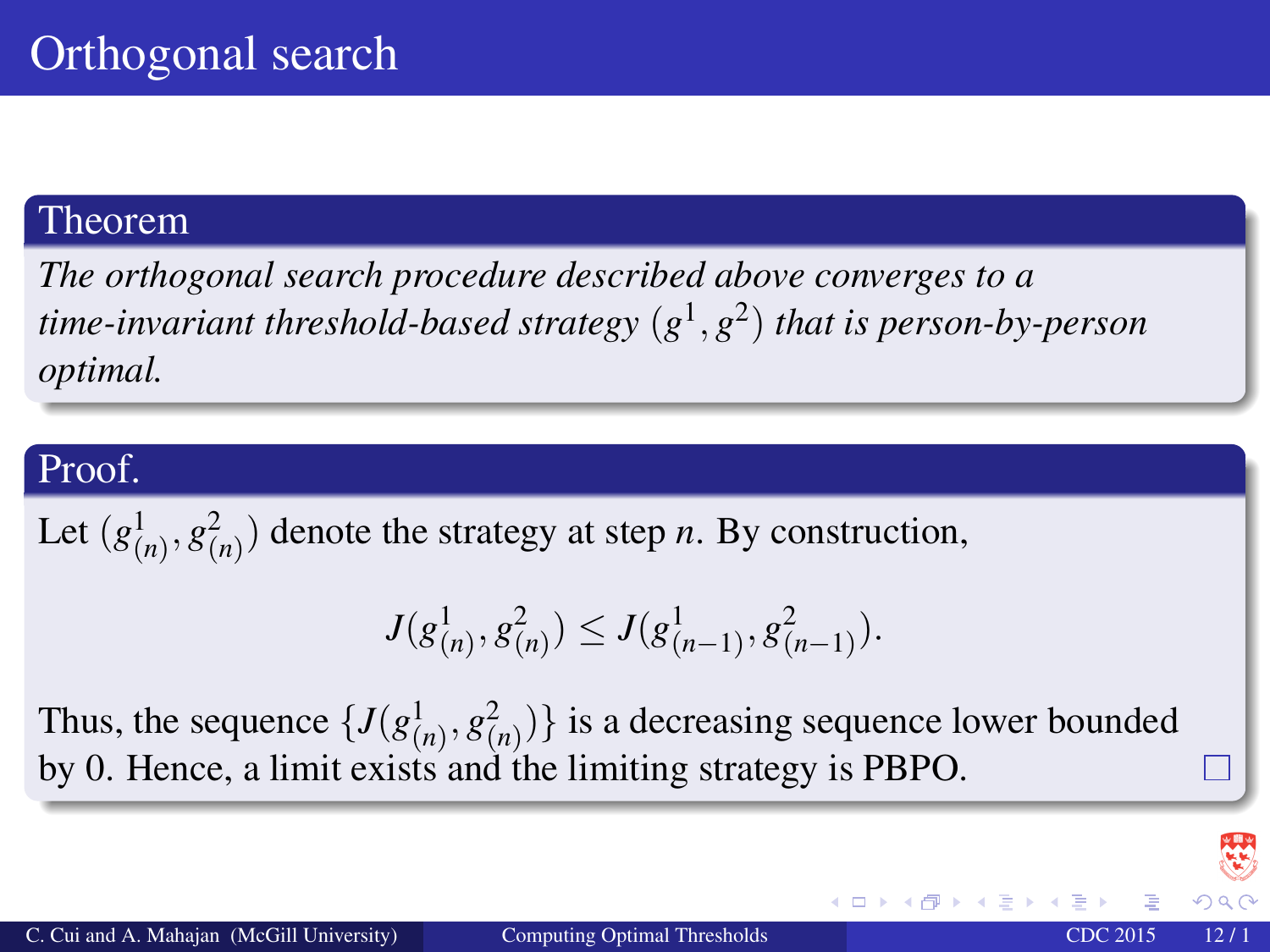# Orthogonal search

**Theorem**

*The orthogonal search procedure described above converges to a time-invariant threshold-based strategy $(g^1, g^2)$ that is person-by-person optimal.*

**Proof.**

Let $(g^1_{(n)}, g^2_{(n)})$ denote the strategy at step $n$. By construction,

$$J(g^1_{(n)}, g^2_{(n)}) \le J(g^1_{(n-1)}, g^2_{(n-1)}).$$

Thus, the sequence $\{J(g^1_{(n)}, g^2_{(n)})\}$ is a decreasing sequence lower bounded by 0. Hence, a limit exists and the limiting strategy is PBPO. □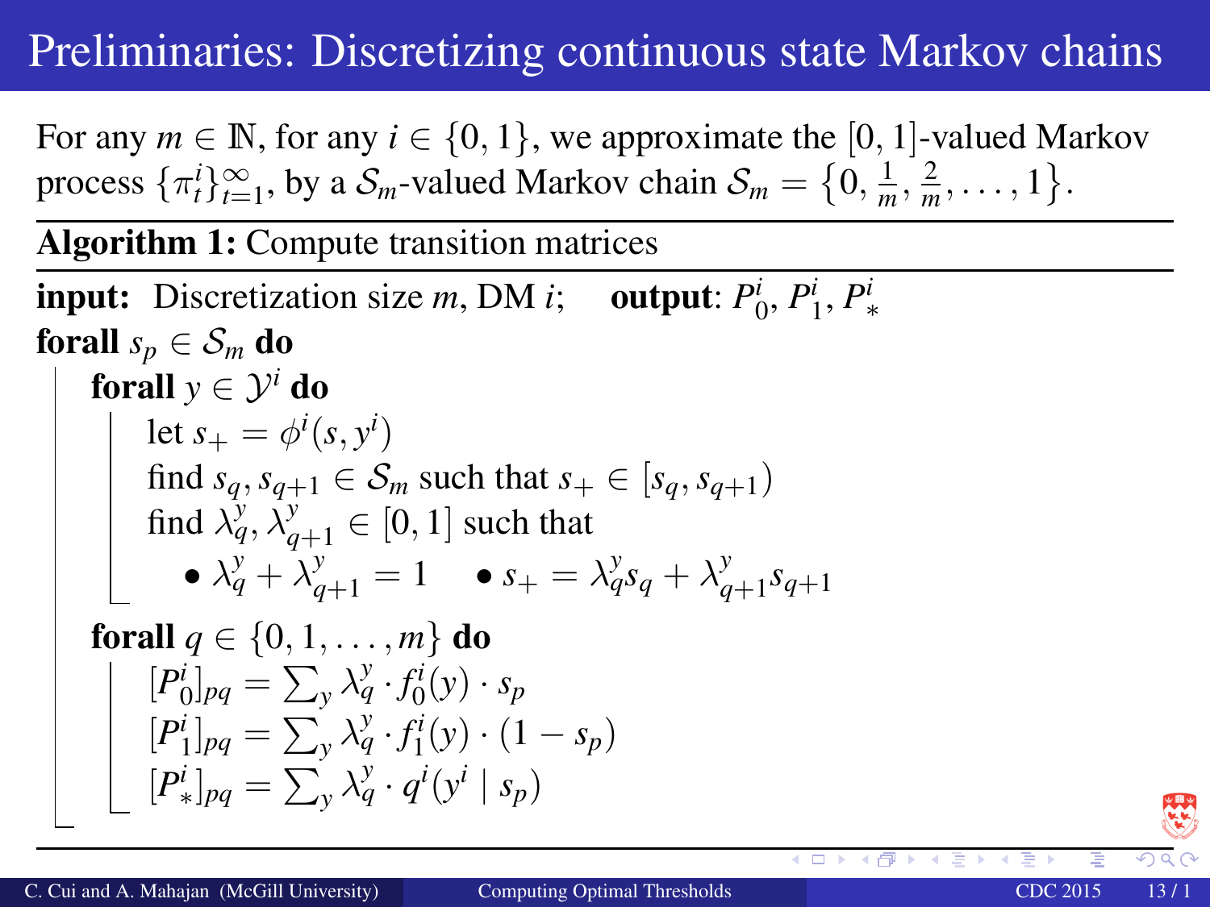# Preliminaries: Discretizing continuous state Markov chains

For any $m \in \mathbb{N}$, for any $i \in \{0, 1\}$, we approximate the $[0, 1]$-valued Markov process $\{\pi_t^i\}_{t=1}^{\infty}$, by a $\mathcal{S}_m$-valued Markov chain $\mathcal{S}_m = \left\{0, \frac{1}{m}, \frac{2}{m}, \dots, 1\right\}$.

---

**Algorithm 1:** Compute transition matrices

---

**input:** Discretization size $m$, DM $i$; **output**: $P_0^i$, $P_1^i$, $P_*^i$

**forall** $s_p \in \mathcal{S}_m$ **do**

- **forall** $y \in \mathcal{Y}^i$ **do**
  - let $s_+ = \phi^i(s, y^i)$
  - find $s_q, s_{q+1} \in \mathcal{S}_m$ such that $s_+ \in [s_q, s_{q+1})$
  - find $\lambda_q^y, \lambda_{q+1}^y \in [0, 1]$ such that
    - $\lambda_q^y + \lambda_{q+1}^y = 1$
    - $s_+ = \lambda_q^y s_q + \lambda_{q+1}^y s_{q+1}$
- **forall** $q \in \{0, 1, \dots, m\}$ **do**
  - $[P_0^i]_{pq} = \sum_y \lambda_q^y \cdot f_0^i(y) \cdot s_p$
  - $[P_1^i]_{pq} = \sum_y \lambda_q^y \cdot f_1^i(y) \cdot (1 - s_p)$
  - $[P_*^i]_{pq} = \sum_y \lambda_q^y \cdot q^i(y^i \mid s_p)$

---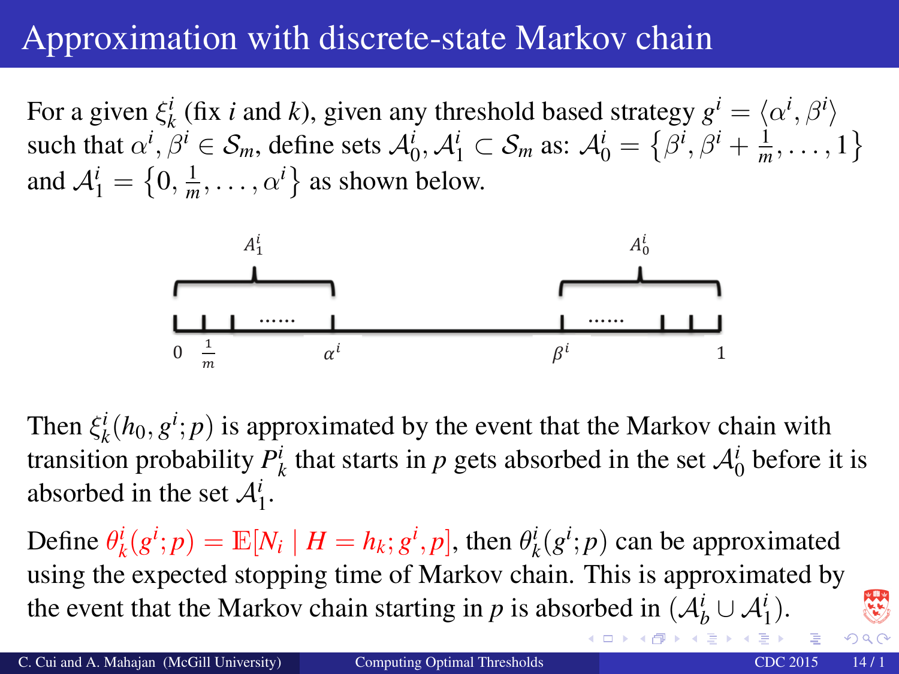# Approximation with discrete-state Markov chain

For a given $\xi_k^i$ (fix $i$ and $k$), given any threshold based strategy $g^i = \langle \alpha^i, \beta^i \rangle$ such that $\alpha^i, \beta^i \in \mathcal{S}_m$, define sets $\mathcal{A}_0^i, \mathcal{A}_1^i \subset \mathcal{S}_m$ as: $\mathcal{A}_0^i = \left\{\beta^i, \beta^i + \frac{1}{m}, \dots, 1\right\}$ and $\mathcal{A}_1^i = \left\{0, \frac{1}{m}, \dots, \alpha^i\right\}$ as shown below.

Then $\xi_k^i(h_0, g^i; p)$ is approximated by the event that the Markov chain with transition probability $P_k^i$ that starts in $p$ gets absorbed in the set $\mathcal{A}_0^i$ before it is absorbed in the set $\mathcal{A}_1^i$.

Define $\theta_k^i(g^i; p) = \mathbb{E}[N_i \mid H = h_k; g^i, p]$, then $\theta_k^i(g^i; p)$ can be approximated using the expected stopping time of Markov chain. This is approximated by the event that the Markov chain starting in $p$ is absorbed in $(\mathcal{A}_b^i \cup \mathcal{A}_1^i)$.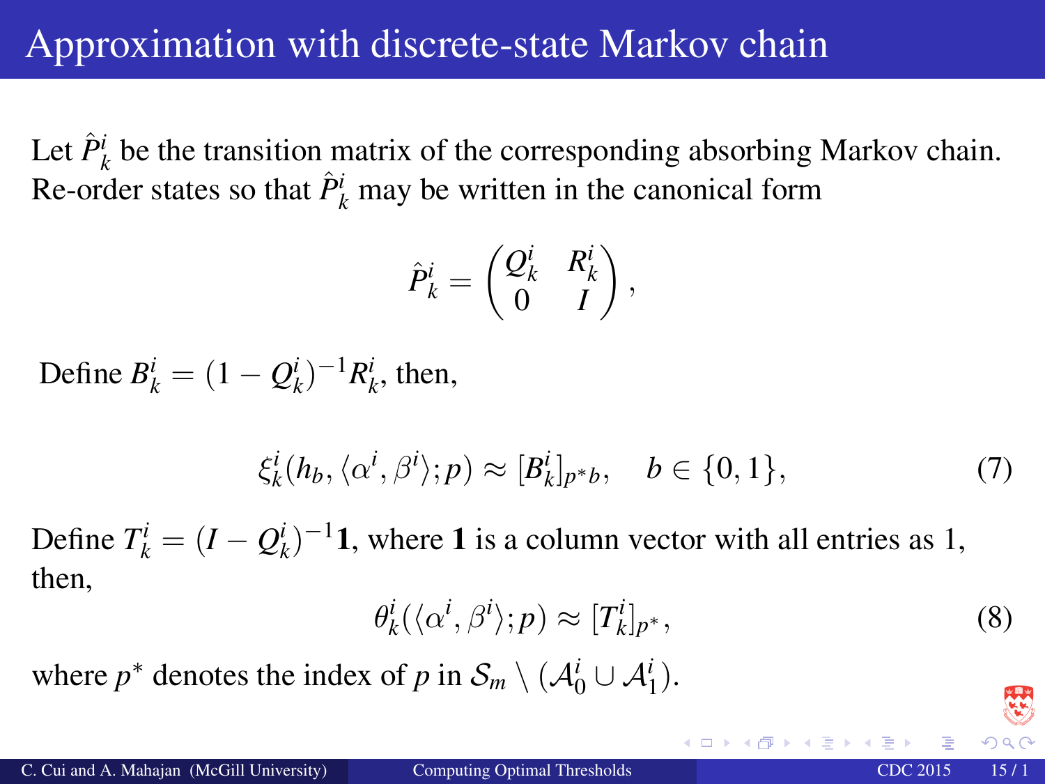# Approximation with discrete-state Markov chain

Let $\hat{P}^i_k$ be the transition matrix of the corresponding absorbing Markov chain. Re-order states so that $\hat{P}^i_k$ may be written in the canonical form

$$\hat{P}^i_k = \begin{pmatrix} Q^i_k & R^i_k \\ 0 & I \end{pmatrix},$$

Define $B^i_k = (1 - Q^i_k)^{-1} R^i_k$, then,

$$\xi^i_k(h_b, \langle \alpha^i, \beta^i \rangle; p) \approx [B^i_k]_{p^* b}, \quad b \in \{0, 1\}, \tag{7}$$

Define $T^i_k = (I - Q^i_k)^{-1} \mathbf{1}$, where $\mathbf{1}$ is a column vector with all entries as 1, then,

$$\theta^i_k(\langle \alpha^i, \beta^i \rangle; p) \approx [T^i_k]_{p^*}, \tag{8}$$

where $p^*$ denotes the index of $p$ in $\mathcal{S}_m \setminus (\mathcal{A}^i_0 \cup \mathcal{A}^i_1)$.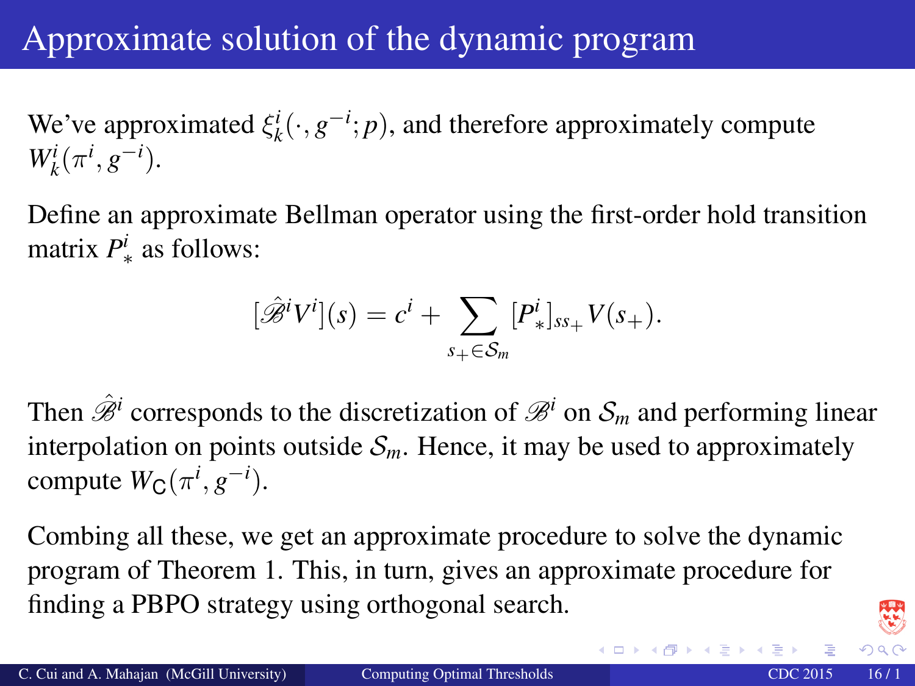# Approximate solution of the dynamic program

We've approximated $\xi_k^i(\cdot, g^{-i}; p)$, and therefore approximately compute $W_k^i(\pi^i, g^{-i})$.

Define an approximate Bellman operator using the first-order hold transition matrix $P_*^i$ as follows:

$$[\hat{\mathscr{B}}^i V^i](s) = c^i + \sum_{s_+ \in \mathcal{S}_m} [P_*^i]_{ss_+} V(s_+).$$

Then $\hat{\mathscr{B}}^i$ corresponds to the discretization of $\mathscr{B}^i$ on $\mathcal{S}_m$ and performing linear interpolation on points outside $\mathcal{S}_m$. Hence, it may be used to approximately compute $W_{\mathsf{C}}(\pi^i, g^{-i})$.

Combing all these, we get an approximate procedure to solve the dynamic program of Theorem 1. This, in turn, gives an approximate procedure for finding a PBPO strategy using orthogonal search.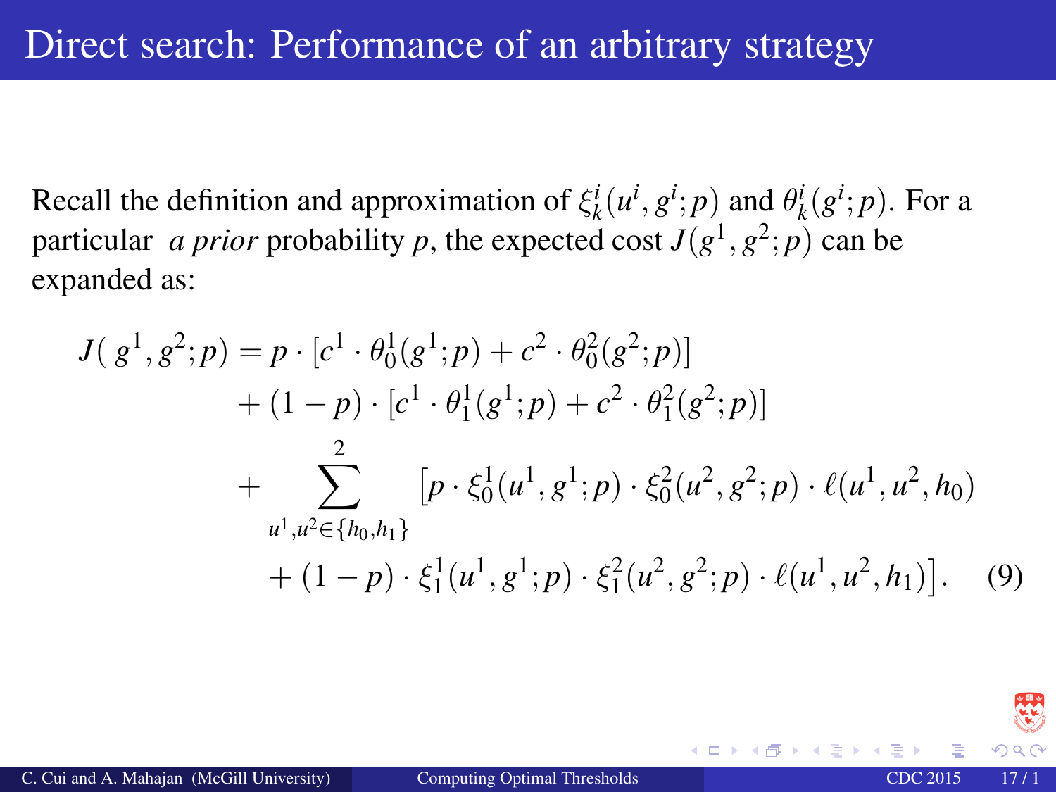# Direct search: Performance of an arbitrary strategy

Recall the definition and approximation of $\xi_k^i(u^i, g^i; p)$ and $\theta_k^i(g^i; p)$. For a particular *a prior* probability $p$, the expected cost $J(g^1, g^2; p)$ can be expanded as:

$$
\begin{aligned}
J(g^1, g^2; p) = {} & p \cdot [c^1 \cdot \theta_0^1(g^1; p) + c^2 \cdot \theta_0^2(g^2; p)] \\
& + (1-p) \cdot [c^1 \cdot \theta_1^1(g^1; p) + c^2 \cdot \theta_1^2(g^2; p)] \\
& + \sum_{u^1, u^2 \in \{h_0, h_1\}}^{2} \big[ p \cdot \xi_0^1(u^1, g^1; p) \cdot \xi_0^2(u^2, g^2; p) \cdot \ell(u^1, u^2, h_0) \\
& \quad + (1-p) \cdot \xi_1^1(u^1, g^1; p) \cdot \xi_1^2(u^2, g^2; p) \cdot \ell(u^1, u^2, h_1) \big]. \qquad (9)
\end{aligned}
$$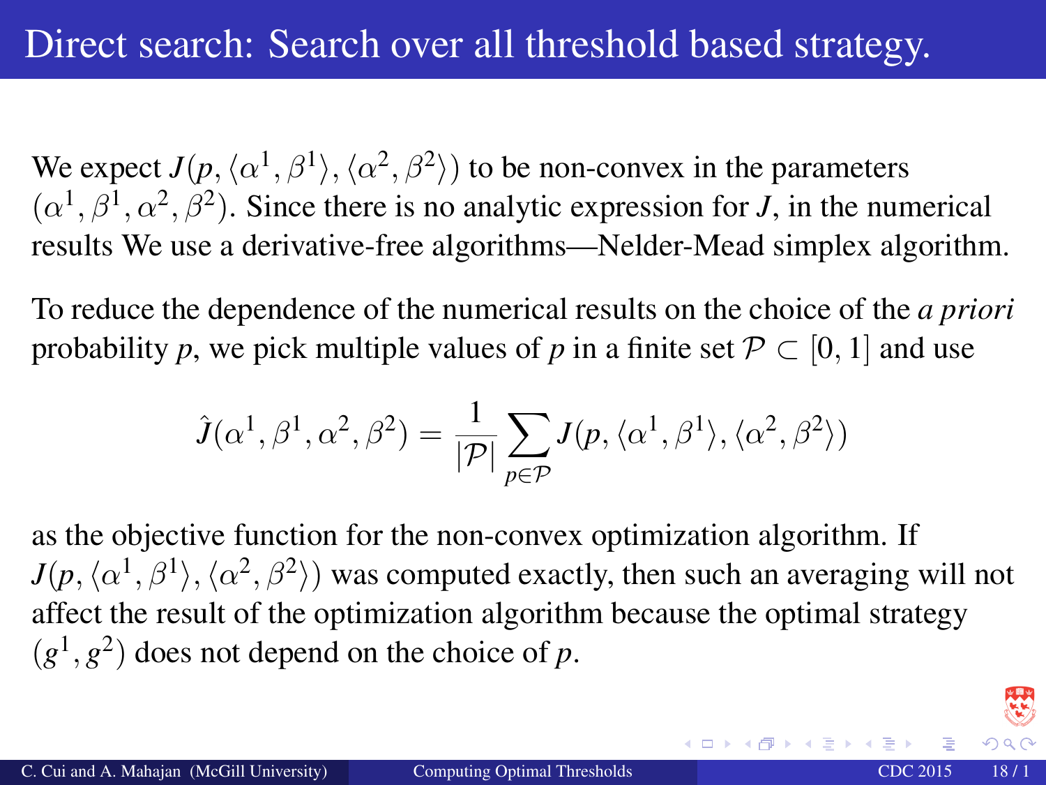# Direct search: Search over all threshold based strategy.

We expect $J(p, \langle \alpha^1, \beta^1 \rangle, \langle \alpha^2, \beta^2 \rangle)$ to be non-convex in the parameters $(\alpha^1, \beta^1, \alpha^2, \beta^2)$. Since there is no analytic expression for $J$, in the numerical results We use a derivative-free algorithms—Nelder-Mead simplex algorithm.

To reduce the dependence of the numerical results on the choice of the *a priori* probability $p$, we pick multiple values of $p$ in a finite set $\mathcal{P} \subset [0, 1]$ and use

$$\hat{J}(\alpha^1, \beta^1, \alpha^2, \beta^2) = \frac{1}{|\mathcal{P}|} \sum_{p \in \mathcal{P}} J(p, \langle \alpha^1, \beta^1 \rangle, \langle \alpha^2, \beta^2 \rangle)$$

as the objective function for the non-convex optimization algorithm. If $J(p, \langle \alpha^1, \beta^1 \rangle, \langle \alpha^2, \beta^2 \rangle)$ was computed exactly, then such an averaging will not affect the result of the optimization algorithm because the optimal strategy $(g^1, g^2)$ does not depend on the choice of $p$.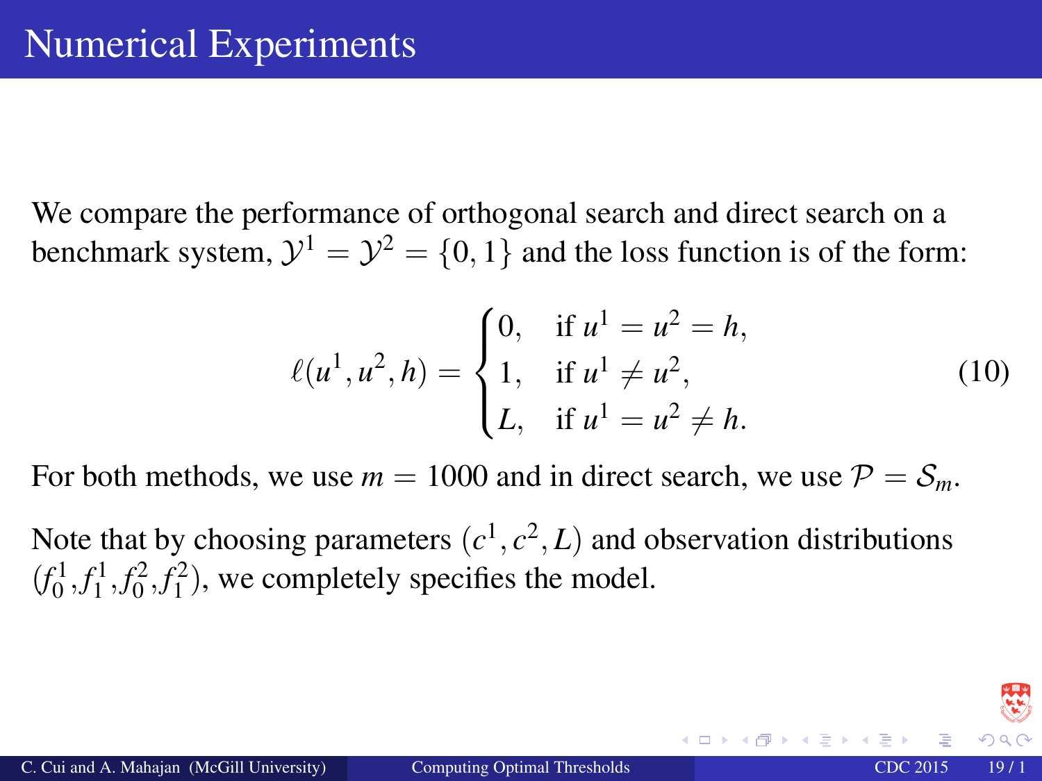# Numerical Experiments

We compare the performance of orthogonal search and direct search on a benchmark system, $\mathcal{Y}^1 = \mathcal{Y}^2 = \{0, 1\}$ and the loss function is of the form:

$$
\ell(u^1, u^2, h) = \begin{cases} 0, & \text{if } u^1 = u^2 = h, \\ 1, & \text{if } u^1 \neq u^2, \\ L, & \text{if } u^1 = u^2 \neq h. \end{cases} \tag{10}
$$

For both methods, we use $m = 1000$ and in direct search, we use $\mathcal{P} = \mathcal{S}_m$.

Note that by choosing parameters $(c^1, c^2, L)$ and observation distributions $(f_0^1, f_1^1, f_0^2, f_1^2)$, we completely specifies the model.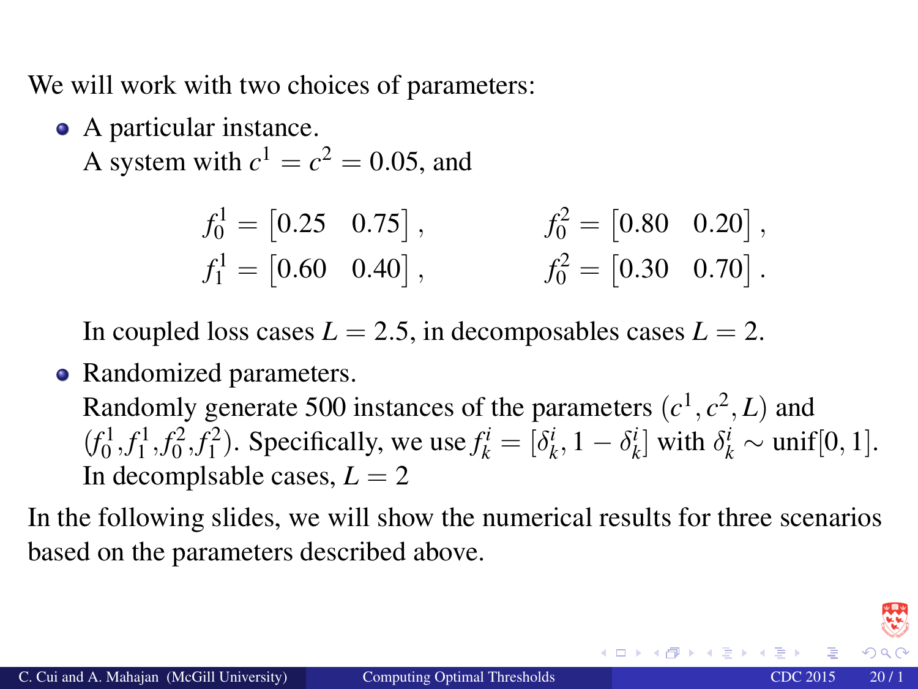We will work with two choices of parameters:

- A particular instance.
  A system with $c^1 = c^2 = 0.05$, and

$$f_0^1 = \begin{bmatrix} 0.25 & 0.75 \end{bmatrix}, \qquad f_0^2 = \begin{bmatrix} 0.80 & 0.20 \end{bmatrix},$$
$$f_1^1 = \begin{bmatrix} 0.60 & 0.40 \end{bmatrix}, \qquad f_0^2 = \begin{bmatrix} 0.30 & 0.70 \end{bmatrix}.$$

  In coupled loss cases $L = 2.5$, in decomposables cases $L = 2$.

- Randomized parameters.
  Randomly generate 500 instances of the parameters $(c^1, c^2, L)$ and $(f_0^1, f_1^1, f_0^2, f_1^2)$. Specifically, we use $f_k^i = [\delta_k^i, 1 - \delta_k^i]$ with $\delta_k^i \sim \text{unif}[0, 1]$.
  In decomplsable cases, $L = 2$

In the following slides, we will show the numerical results for three scenarios based on the parameters described above.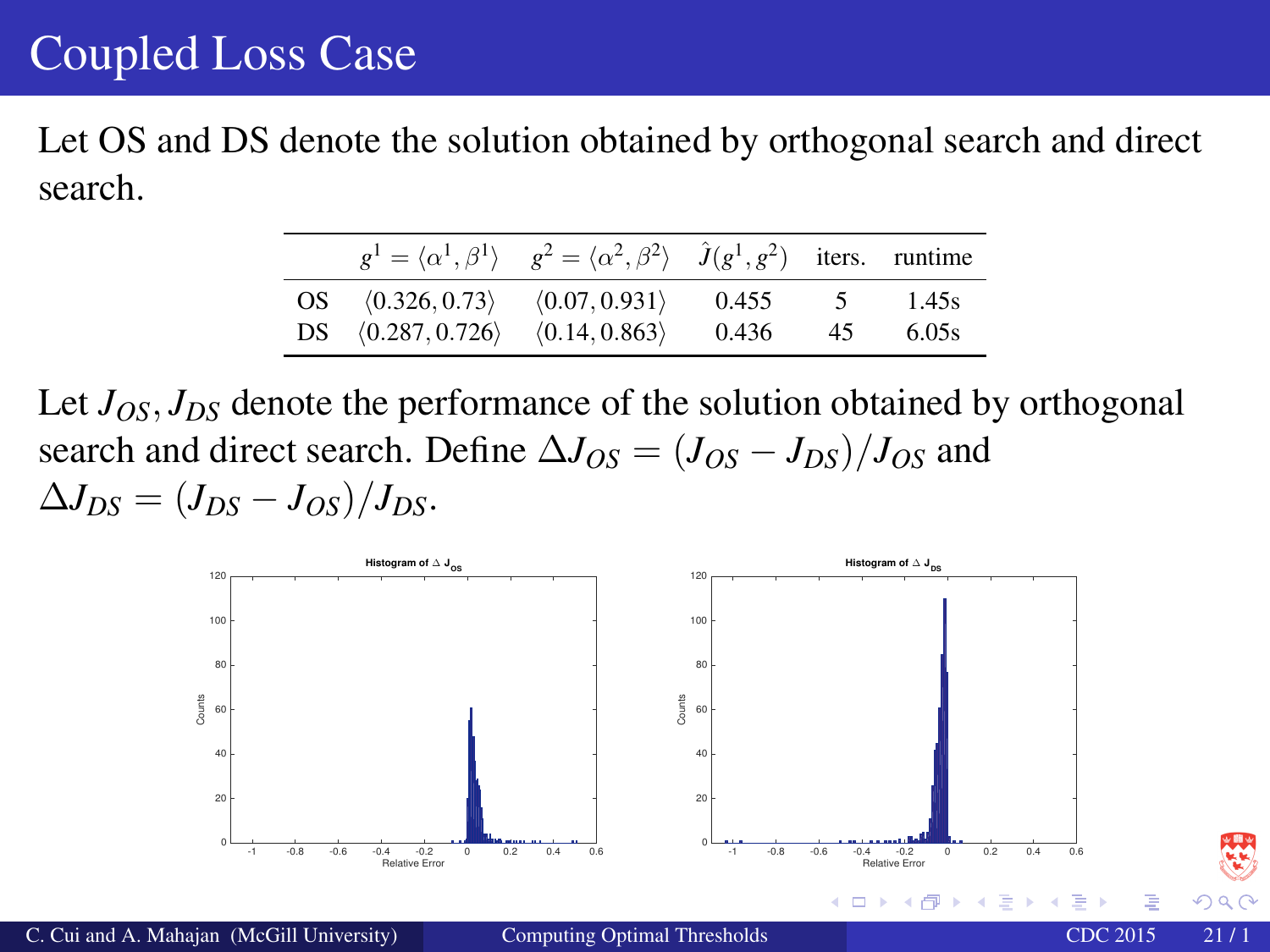# Coupled Loss Case

Let OS and DS denote the solution obtained by orthogonal search and direct search.

| | $g^1 = \langle \alpha^1, \beta^1 \rangle$ | $g^2 = \langle \alpha^2, \beta^2 \rangle$ | $\hat{J}(g^1, g^2)$ | iters. | runtime |
|---|---|---|---|---|---|
| OS | $\langle 0.326, 0.73 \rangle$ | $\langle 0.07, 0.931 \rangle$ | 0.455 | 5 | 1.45s |
| DS | $\langle 0.287, 0.726 \rangle$ | $\langle 0.14, 0.863 \rangle$ | 0.436 | 45 | 6.05s |

Let $J_{OS}, J_{DS}$ denote the performance of the solution obtained by orthogonal search and direct search. Define $\Delta J_{OS} = (J_{OS} - J_{DS})/J_{OS}$ and $\Delta J_{DS} = (J_{DS} - J_{OS})/J_{DS}$.

Histogram of $\Delta J_{OS}$

Histogram of $\Delta J_{DS}$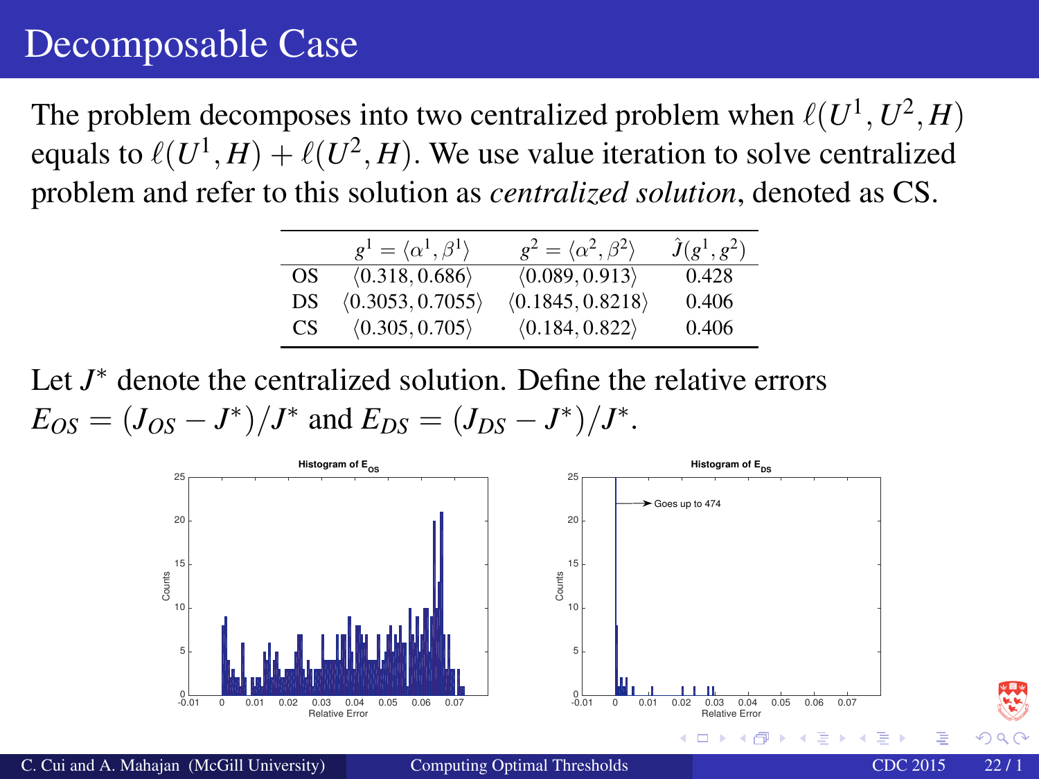# Decomposable Case

The problem decomposes into two centralized problem when $\ell(U^1, U^2, H)$ equals to $\ell(U^1, H) + \ell(U^2, H)$. We use value iteration to solve centralized problem and refer to this solution as *centralized solution*, denoted as CS.

| | $g^1 = \langle \alpha^1, \beta^1 \rangle$ | $g^2 = \langle \alpha^2, \beta^2 \rangle$ | $\hat{J}(g^1, g^2)$ |
|---|---|---|---|
| OS | $\langle 0.318, 0.686 \rangle$ | $\langle 0.089, 0.913 \rangle$ | 0.428 |
| DS | $\langle 0.3053, 0.7055 \rangle$ | $\langle 0.1845, 0.8218 \rangle$ | 0.406 |
| CS | $\langle 0.305, 0.705 \rangle$ | $\langle 0.184, 0.822 \rangle$ | 0.406 |

Let $J^*$ denote the centralized solution. Define the relative errors $E_{OS} = (J_{OS} - J^*)/J^*$ and $E_{DS} = (J_{DS} - J^*)/J^*$.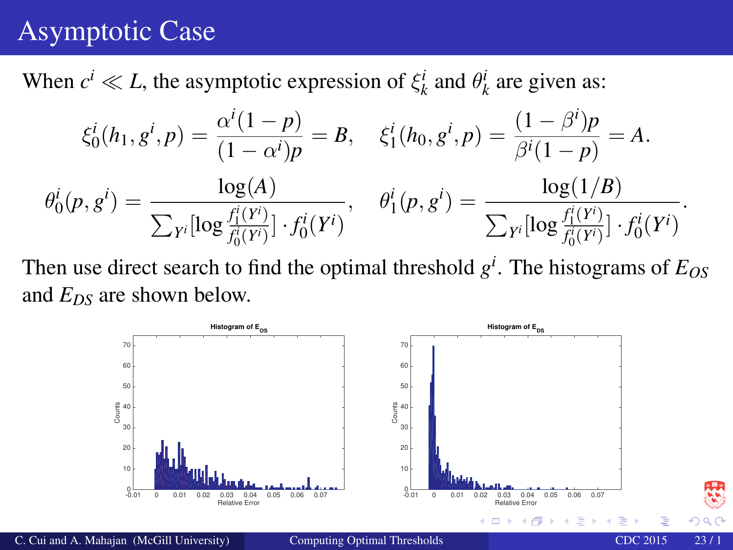# Asymptotic Case

When $c^i \ll L$, the asymptotic expression of $\xi_k^i$ and $\theta_k^i$ are given as:

$$\xi_0^i(h_1, g^i, p) = \frac{\alpha^i(1-p)}{(1-\alpha^i)p} = B, \quad \xi_1^i(h_0, g^i, p) = \frac{(1-\beta^i)p}{\beta^i(1-p)} = A.$$

$$\theta_0^i(p, g^i) = \frac{\log(A)}{\sum_{Y^i}[\log \frac{f_1^i(Y^i)}{f_0^i(Y^i)}] \cdot f_0^i(Y^i)}, \quad \theta_1^i(p, g^i) = \frac{\log(1/B)}{\sum_{Y^i}[\log \frac{f_1^i(Y^i)}{f_0^i(Y^i)}] \cdot f_0^i(Y^i)}.$$

Then use direct search to find the optimal threshold $g^i$. The histograms of $E_{OS}$ and $E_{DS}$ are shown below.

**Histogram of $E_{OS}$** (x-axis: Relative Error, y-axis: Counts)

**Histogram of $E_{DS}$** (x-axis: Relative Error, y-axis: Counts)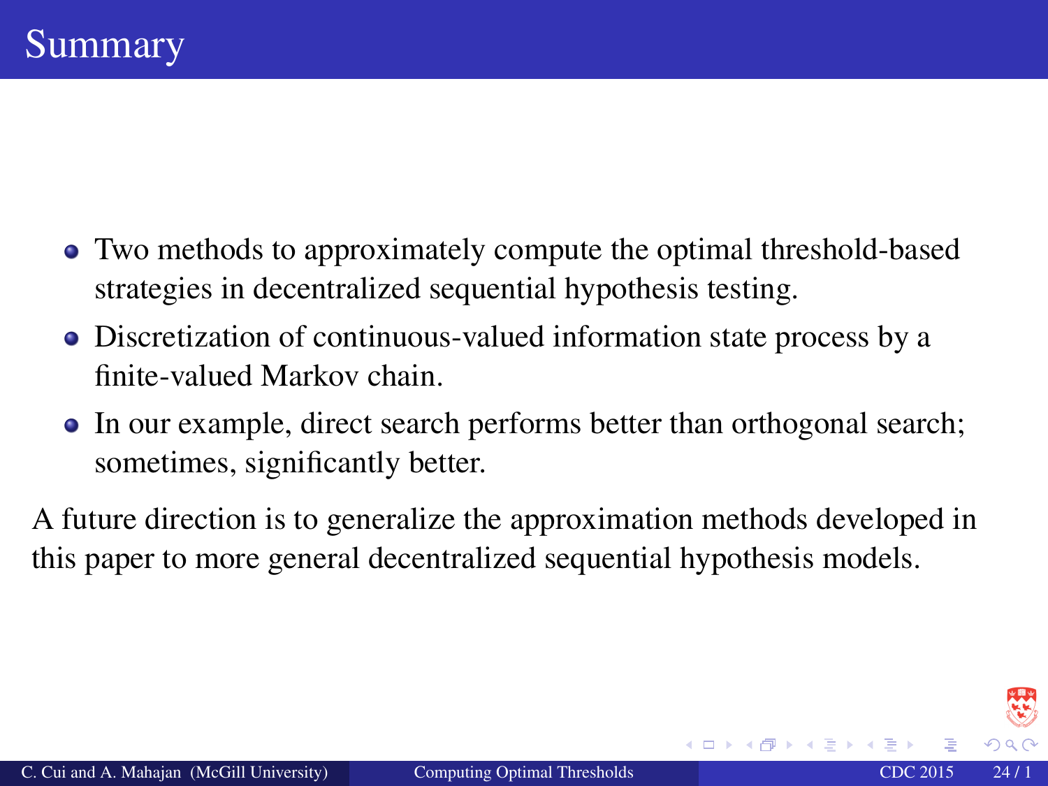# Summary

- Two methods to approximately compute the optimal threshold-based strategies in decentralized sequential hypothesis testing.
- Discretization of continuous-valued information state process by a finite-valued Markov chain.
- In our example, direct search performs better than orthogonal search; sometimes, significantly better.

A future direction is to generalize the approximation methods developed in this paper to more general decentralized sequential hypothesis models.